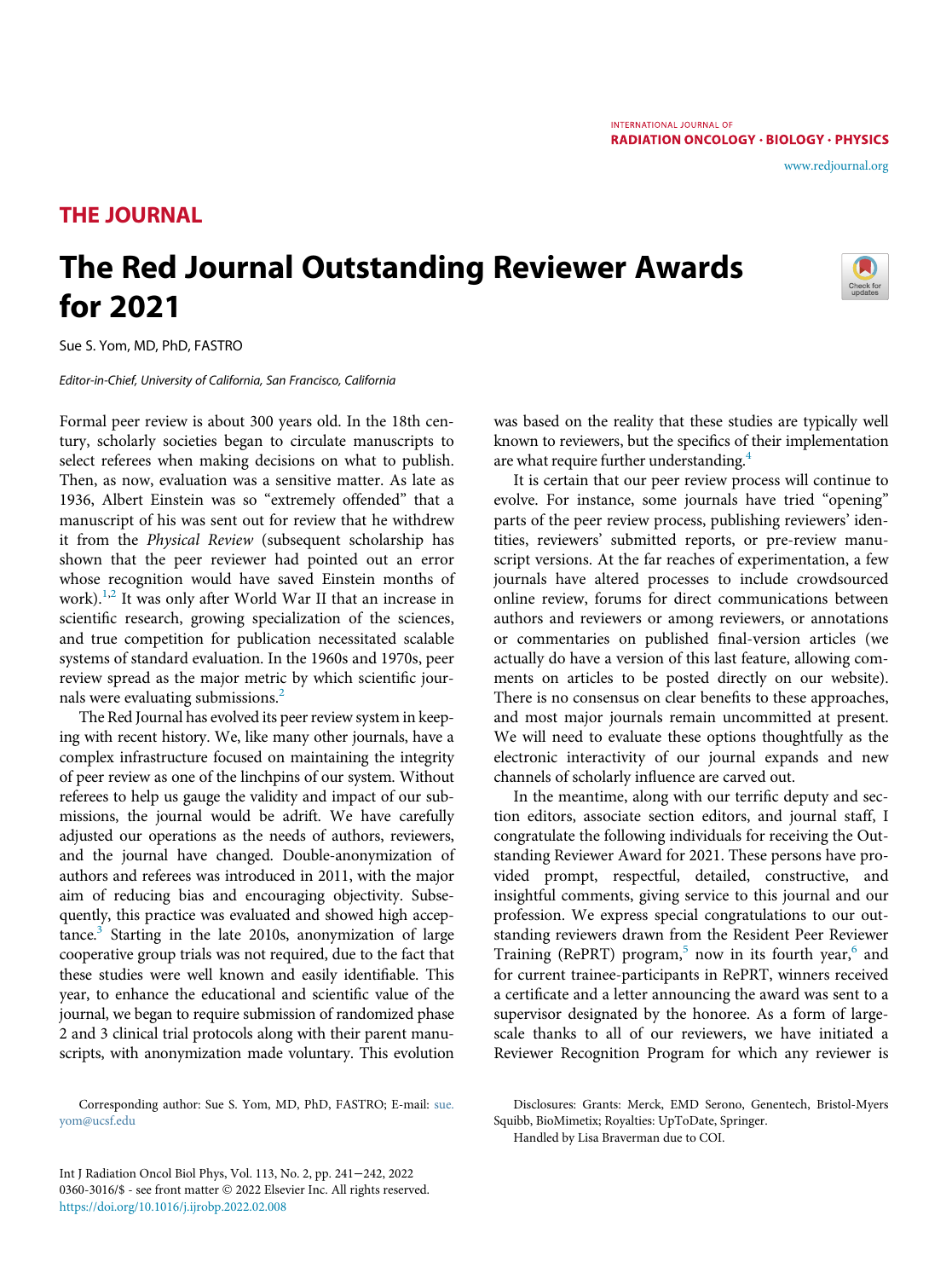THE JOURNAL

# The Red Journal Outstanding Reviewer Awards for 2021

Sue S. Yom, MD, PhD, FASTRO

*Editor-in-Chief, University of California, San Francisco, California*

Formal peer review is about 300 years old. In the 18th century, scholarly societies began to circulate manuscripts to select referees when making decisions on what to publish. Then, as now, evaluation was a sensitive matter. As late as 1936, Albert Einstein was so "extremely offended" that a manuscript of his was sent out for review that he withdrew it from the *Physical Review* (subsequent scholarship has shown that the peer reviewer had pointed out an error whose recognition would have saved Einstein months of work).[1,2] It was only after World War II that an increase in scientific research, growing specialization of the sciences, and true competition for publication necessitated scalable systems of standard evaluation. In the 1960s and 1970s, peer review spread as the major metric by which scientific journals were evaluating submissions.[2]

The Red Journal has evolved its peer review system in keeping with recent history. We, like many other journals, have a complex infrastructure focused on maintaining the integrity of peer review as one of the linchpins of our system. Without referees to help us gauge the validity and impact of our submissions, the journal would be adrift. We have carefully adjusted our operations as the needs of authors, reviewers, and the journal have changed. Double-anonymization of authors and referees was introduced in 2011, with the major aim of reducing bias and encouraging objectivity. Subsequently, this practice was evaluated and showed high acceptance.[3] Starting in the late 2010s, anonymization of large cooperative group trials was not required, due to the fact that these studies were well known and easily identifiable. This year, to enhance the educational and scientific value of the journal, we began to require submission of randomized phase 2 and 3 clinical trial protocols along with their parent manuscripts, with anonymization made voluntary. This evolution was based on the reality that these studies are typically well known to reviewers, but the specifics of their implementation are what require further understanding.[4]

It is certain that our peer review process will continue to evolve. For instance, some journals have tried "opening" parts of the peer review process, publishing reviewers' identities, reviewers' submitted reports, or pre-review manuscript versions. At the far reaches of experimentation, a few journals have altered processes to include crowdsourced online review, forums for direct communications between authors and reviewers or among reviewers, or annotations or commentaries on published final-version articles (we actually do have a version of this last feature, allowing comments on articles to be posted directly on our website). There is no consensus on clear benefits to these approaches, and most major journals remain uncommitted at present. We will need to evaluate these options thoughtfully as the electronic interactivity of our journal expands and new channels of scholarly influence are carved out.

In the meantime, along with our terrific deputy and section editors, associate section editors, and journal staff, I congratulate the following individuals for receiving the Outstanding Reviewer Award for 2021. These persons have provided prompt, respectful, detailed, constructive, and insightful comments, giving service to this journal and our profession. We express special congratulations to our outstanding reviewers drawn from the Resident Peer Reviewer Training (RePRT) program,[5] now in its fourth year,[6] and for current trainee-participants in RePRT, winners received a certificate and a letter announcing the award was sent to a supervisor designated by the honoree. As a form of large-scale thanks to all of our reviewers, we have initiated a Reviewer Recognition Program for which any reviewer is

Corresponding author: Sue S. Yom, MD, PhD, FASTRO; E-mail: sue.yom@ucsf.edu

Disclosures: Grants: Merck, EMD Serono, Genentech, Bristol-Myers Squibb, BioMimetix; Royalties: UpToDate, Springer.

Handled by Lisa Braverman due to COI.

0360-3016/$ - see front matter © 2022 Elsevier Inc. All rights reserved.
https://doi.org/10.1016/j.ijrobp.2022.02.008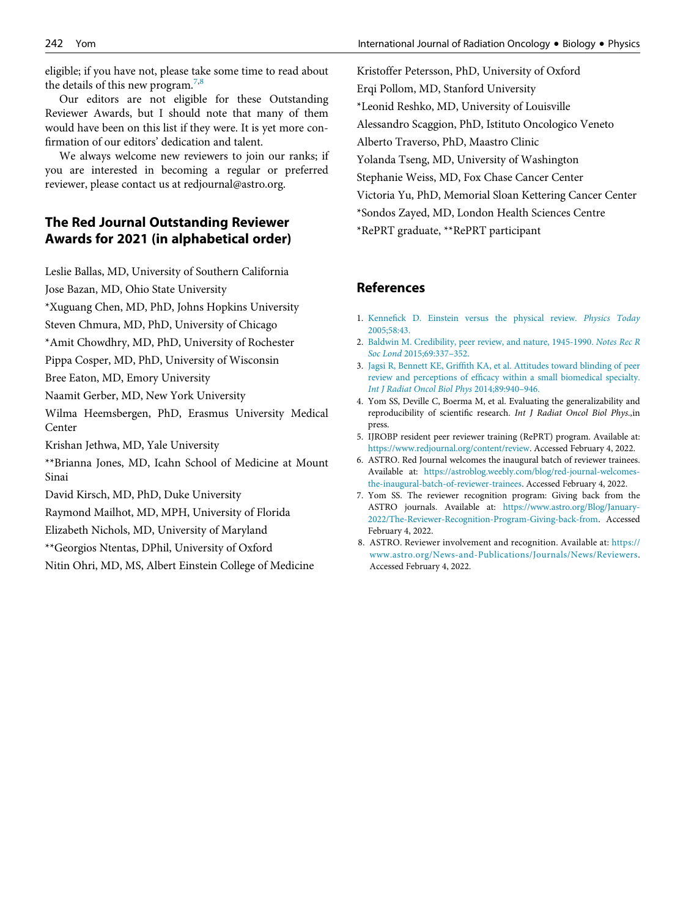eligible; if you have not, please take some time to read about the details of this new program.[7,8]

Our editors are not eligible for these Outstanding Reviewer Awards, but I should note that many of them would have been on this list if they were. It is yet more confirmation of our editors' dedication and talent.

We always welcome new reviewers to join our ranks; if you are interested in becoming a regular or preferred reviewer, please contact us at redjournal@astro.org.

## The Red Journal Outstanding Reviewer Awards for 2021 (in alphabetical order)

Leslie Ballas, MD, University of Southern California

Jose Bazan, MD, Ohio State University

*Xuguang Chen, MD, PhD, Johns Hopkins University

Steven Chmura, MD, PhD, University of Chicago

*Amit Chowdhry, MD, PhD, University of Rochester

Pippa Cosper, MD, PhD, University of Wisconsin

Bree Eaton, MD, Emory University

Naamit Gerber, MD, New York University

Wilma Heemsbergen, PhD, Erasmus University Medical Center

Krishan Jethwa, MD, Yale University

**Brianna Jones, MD, Icahn School of Medicine at Mount Sinai

David Kirsch, MD, PhD, Duke University

Raymond Mailhot, MD, MPH, University of Florida

Elizabeth Nichols, MD, University of Maryland

**Georgios Ntentas, DPhil, University of Oxford

Nitin Ohri, MD, MS, Albert Einstein College of Medicine

Kristoffer Petersson, PhD, University of Oxford

Erqi Pollom, MD, Stanford University

*Leonid Reshko, MD, University of Louisville

Alessandro Scaggion, PhD, Istituto Oncologico Veneto

Alberto Traverso, PhD, Maastro Clinic

Yolanda Tseng, MD, University of Washington

Stephanie Weiss, MD, Fox Chase Cancer Center

Victoria Yu, PhD, Memorial Sloan Kettering Cancer Center

*Sondos Zayed, MD, London Health Sciences Centre

*RePRT graduate, **RePRT participant

## References

1. Kennefick D. Einstein versus the physical review. *Physics Today* 2005;58:43.
2. Baldwin M. Credibility, peer review, and nature, 1945-1990. *Notes Rec R Soc Lond* 2015;69:337–352.
3. Jagsi R, Bennett KE, Griffith KA, et al. Attitudes toward blinding of peer review and perceptions of efficacy within a small biomedical specialty. *Int J Radiat Oncol Biol Phys* 2014;89:940–946.
4. Yom SS, Deville C, Boerma M, et al. Evaluating the generalizability and reproducibility of scientific research. *Int J Radiat Oncol Biol Phys.*,in press.
5. IJROBP resident peer reviewer training (RePRT) program. Available at: https://www.redjournal.org/content/review. Accessed February 4, 2022.
6. ASTRO. Red Journal welcomes the inaugural batch of reviewer trainees. Available at: https://astroblog.weebly.com/blog/red-journal-welcomes-the-inaugural-batch-of-reviewer-trainees. Accessed February 4, 2022.
7. Yom SS. The reviewer recognition program: Giving back from the ASTRO journals. Available at: https://www.astro.org/Blog/January-2022/The-Reviewer-Recognition-Program-Giving-back-from. Accessed February 4, 2022.
8. ASTRO. Reviewer involvement and recognition. Available at: https://www.astro.org/News-and-Publications/Journals/News/Reviewers. Accessed February 4, 2022.